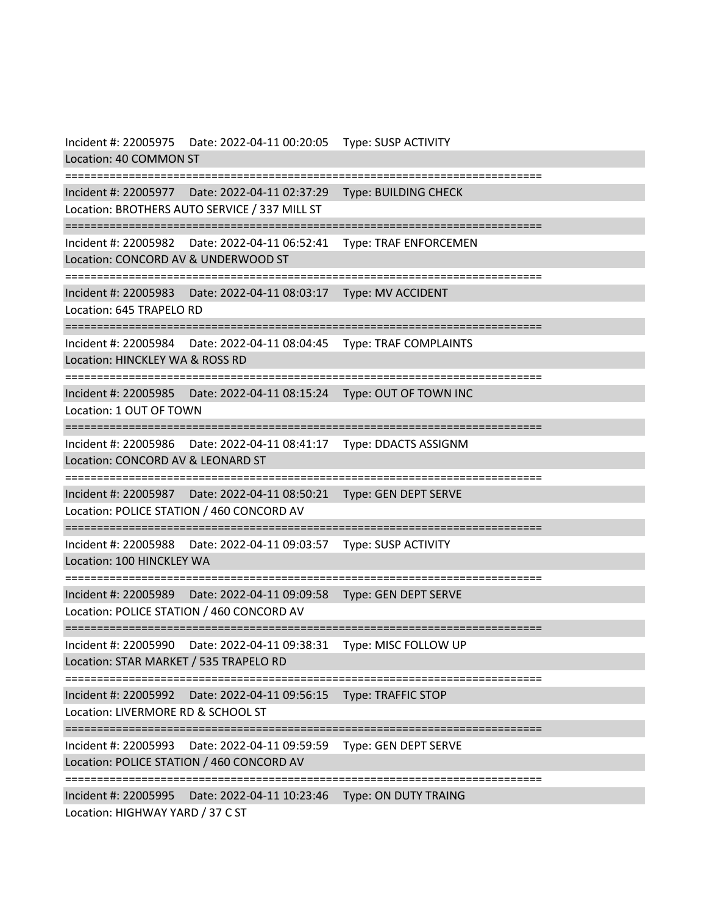Incident #: 22005975 Date: 2022-04-11 00:20:05 Type: SUSP ACTIVITY
Location: 40 COMMON ST

===========================================================================

Incident #: 22005977 Date: 2022-04-11 02:37:29 Type: BUILDING CHECK
Location: BROTHERS AUTO SERVICE / 337 MILL ST

===========================================================================

Incident #: 22005982 Date: 2022-04-11 06:52:41 Type: TRAF ENFORCEMEN
Location: CONCORD AV & UNDERWOOD ST

===========================================================================

Incident #: 22005983 Date: 2022-04-11 08:03:17 Type: MV ACCIDENT
Location: 645 TRAPELO RD

===========================================================================

Incident #: 22005984 Date: 2022-04-11 08:04:45 Type: TRAF COMPLAINTS
Location: HINCKLEY WA & ROSS RD

===========================================================================

Incident #: 22005985 Date: 2022-04-11 08:15:24 Type: OUT OF TOWN INC
Location: 1 OUT OF TOWN

===========================================================================

Incident #: 22005986 Date: 2022-04-11 08:41:17 Type: DDACTS ASSIGNM
Location: CONCORD AV & LEONARD ST

===========================================================================

Incident #: 22005987 Date: 2022-04-11 08:50:21 Type: GEN DEPT SERVE
Location: POLICE STATION / 460 CONCORD AV

===========================================================================

Incident #: 22005988 Date: 2022-04-11 09:03:57 Type: SUSP ACTIVITY
Location: 100 HINCKLEY WA

===========================================================================

Incident #: 22005989 Date: 2022-04-11 09:09:58 Type: GEN DEPT SERVE
Location: POLICE STATION / 460 CONCORD AV

===========================================================================

Incident #: 22005990 Date: 2022-04-11 09:38:31 Type: MISC FOLLOW UP
Location: STAR MARKET / 535 TRAPELO RD

===========================================================================

Incident #: 22005992 Date: 2022-04-11 09:56:15 Type: TRAFFIC STOP
Location: LIVERMORE RD & SCHOOL ST

===========================================================================

Incident #: 22005993 Date: 2022-04-11 09:59:59 Type: GEN DEPT SERVE
Location: POLICE STATION / 460 CONCORD AV

===========================================================================

Incident #: 22005995 Date: 2022-04-11 10:23:46 Type: ON DUTY TRAING
Location: HIGHWAY YARD / 37 C ST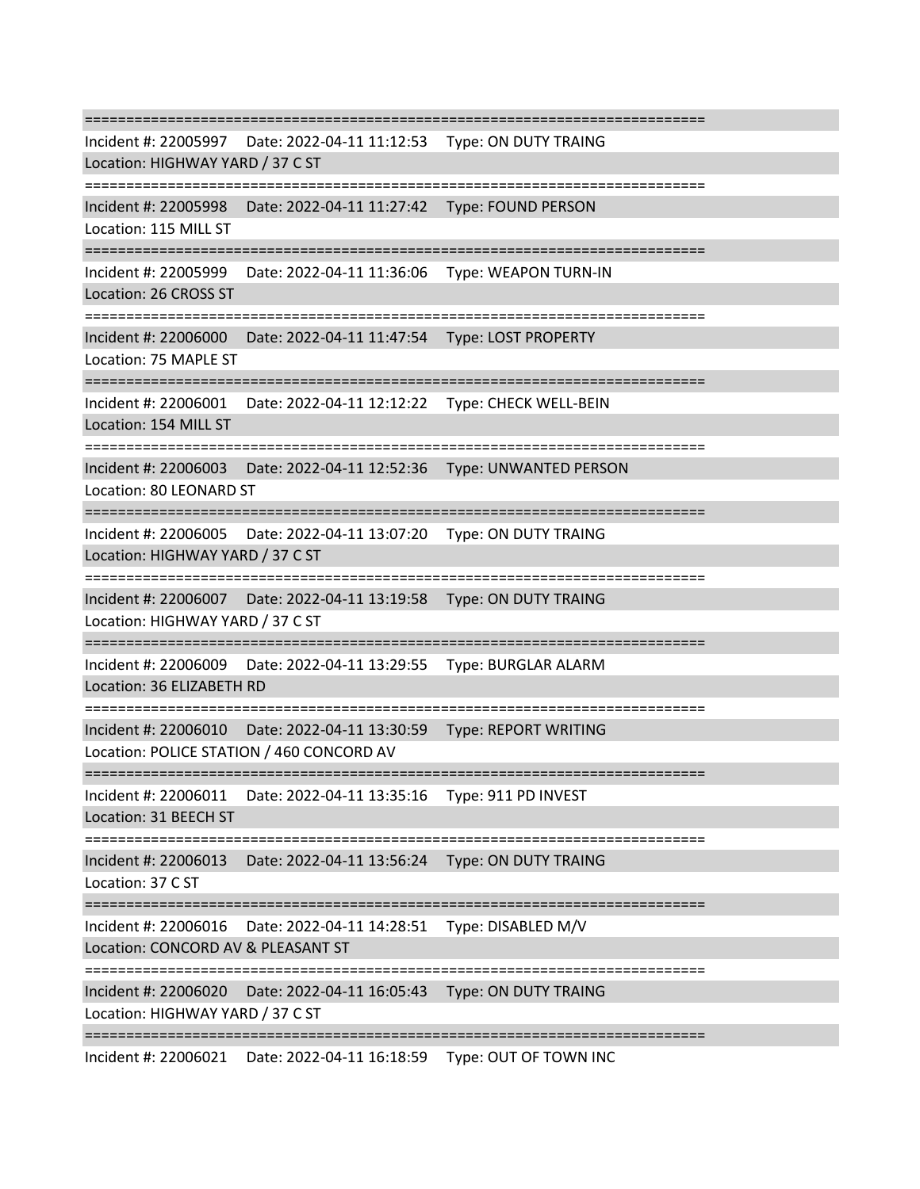===========================================================================

Incident #: 22005997 Date: 2022-04-11 11:12:53 Type: ON DUTY TRAING
Location: HIGHWAY YARD / 37 C ST

===========================================================================

Incident #: 22005998 Date: 2022-04-11 11:27:42 Type: FOUND PERSON
Location: 115 MILL ST

===========================================================================

Incident #: 22005999 Date: 2022-04-11 11:36:06 Type: WEAPON TURN-IN
Location: 26 CROSS ST

===========================================================================

Incident #: 22006000 Date: 2022-04-11 11:47:54 Type: LOST PROPERTY
Location: 75 MAPLE ST

===========================================================================

Incident #: 22006001 Date: 2022-04-11 12:12:22 Type: CHECK WELL-BEIN
Location: 154 MILL ST

===========================================================================

Incident #: 22006003 Date: 2022-04-11 12:52:36 Type: UNWANTED PERSON
Location: 80 LEONARD ST

===========================================================================

Incident #: 22006005 Date: 2022-04-11 13:07:20 Type: ON DUTY TRAING
Location: HIGHWAY YARD / 37 C ST

===========================================================================

Incident #: 22006007 Date: 2022-04-11 13:19:58 Type: ON DUTY TRAING
Location: HIGHWAY YARD / 37 C ST

===========================================================================

Incident #: 22006009 Date: 2022-04-11 13:29:55 Type: BURGLAR ALARM
Location: 36 ELIZABETH RD

===========================================================================

Incident #: 22006010 Date: 2022-04-11 13:30:59 Type: REPORT WRITING
Location: POLICE STATION / 460 CONCORD AV

===========================================================================

Incident #: 22006011 Date: 2022-04-11 13:35:16 Type: 911 PD INVEST
Location: 31 BEECH ST

===========================================================================

Incident #: 22006013 Date: 2022-04-11 13:56:24 Type: ON DUTY TRAING
Location: 37 C ST

===========================================================================

Incident #: 22006016 Date: 2022-04-11 14:28:51 Type: DISABLED M/V
Location: CONCORD AV & PLEASANT ST

===========================================================================

Incident #: 22006020 Date: 2022-04-11 16:05:43 Type: ON DUTY TRAING
Location: HIGHWAY YARD / 37 C ST

===========================================================================

Incident #: 22006021 Date: 2022-04-11 16:18:59 Type: OUT OF TOWN INC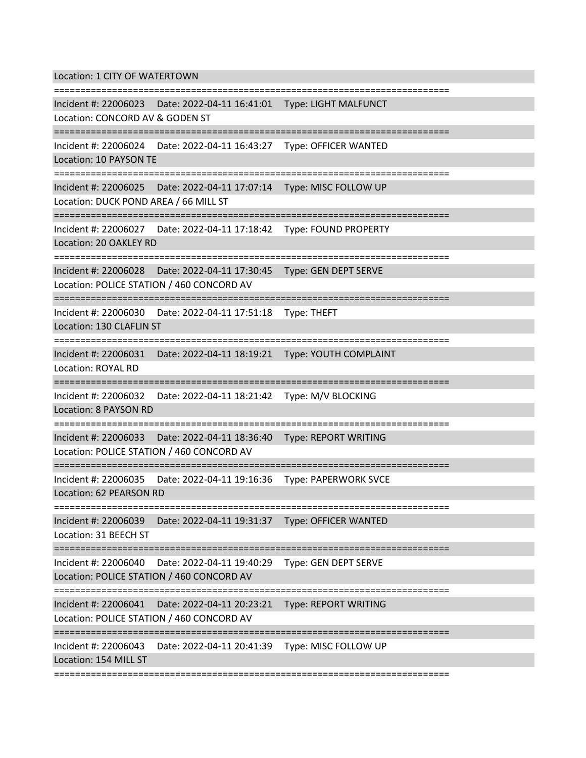Location: 1 CITY OF WATERTOWN

===========================================================================

Incident #: 22006023    Date: 2022-04-11 16:41:01    Type: LIGHT MALFUNCT
Location: CONCORD AV & GODEN ST

===========================================================================

Incident #: 22006024    Date: 2022-04-11 16:43:27    Type: OFFICER WANTED
Location: 10 PAYSON TE

===========================================================================

Incident #: 22006025    Date: 2022-04-11 17:07:14    Type: MISC FOLLOW UP
Location: DUCK POND AREA / 66 MILL ST

===========================================================================

Incident #: 22006027    Date: 2022-04-11 17:18:42    Type: FOUND PROPERTY
Location: 20 OAKLEY RD

===========================================================================

Incident #: 22006028    Date: 2022-04-11 17:30:45    Type: GEN DEPT SERVE
Location: POLICE STATION / 460 CONCORD AV

===========================================================================

Incident #: 22006030    Date: 2022-04-11 17:51:18    Type: THEFT
Location: 130 CLAFLIN ST

===========================================================================

Incident #: 22006031    Date: 2022-04-11 18:19:21    Type: YOUTH COMPLAINT
Location: ROYAL RD

===========================================================================

Incident #: 22006032    Date: 2022-04-11 18:21:42    Type: M/V BLOCKING
Location: 8 PAYSON RD

===========================================================================

Incident #: 22006033    Date: 2022-04-11 18:36:40    Type: REPORT WRITING
Location: POLICE STATION / 460 CONCORD AV

===========================================================================

Incident #: 22006035    Date: 2022-04-11 19:16:36    Type: PAPERWORK SVCE
Location: 62 PEARSON RD

===========================================================================

Incident #: 22006039    Date: 2022-04-11 19:31:37    Type: OFFICER WANTED
Location: 31 BEECH ST

===========================================================================

Incident #: 22006040    Date: 2022-04-11 19:40:29    Type: GEN DEPT SERVE
Location: POLICE STATION / 460 CONCORD AV

===========================================================================

Incident #: 22006041    Date: 2022-04-11 20:23:21    Type: REPORT WRITING
Location: POLICE STATION / 460 CONCORD AV

===========================================================================

Incident #: 22006043    Date: 2022-04-11 20:41:39    Type: MISC FOLLOW UP
Location: 154 MILL ST

===========================================================================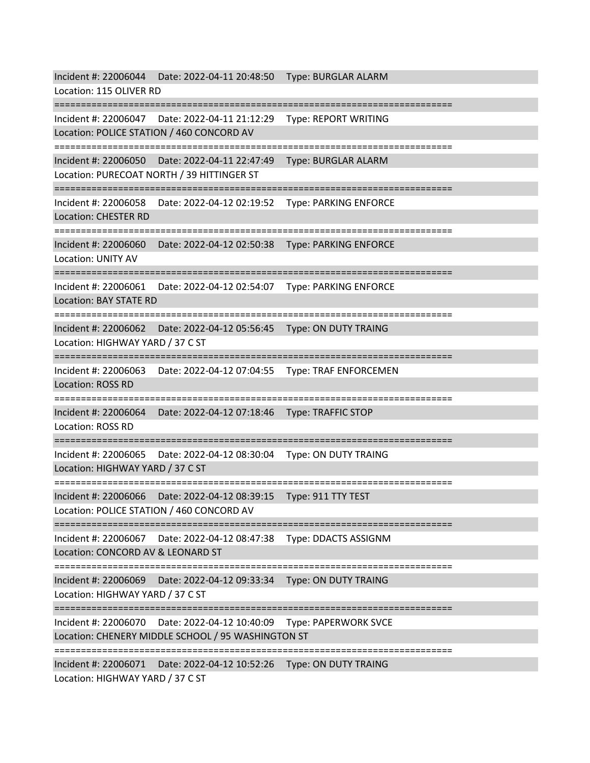Incident #: 22006044 Date: 2022-04-11 20:48:50 Type: BURGLAR ALARM
Location: 115 OLIVER RD

===========================================================================

Incident #: 22006047 Date: 2022-04-11 21:12:29 Type: REPORT WRITING
Location: POLICE STATION / 460 CONCORD AV

===========================================================================

Incident #: 22006050 Date: 2022-04-11 22:47:49 Type: BURGLAR ALARM
Location: PURECOAT NORTH / 39 HITTINGER ST

===========================================================================

Incident #: 22006058 Date: 2022-04-12 02:19:52 Type: PARKING ENFORCE
Location: CHESTER RD

===========================================================================

Incident #: 22006060 Date: 2022-04-12 02:50:38 Type: PARKING ENFORCE
Location: UNITY AV

===========================================================================

Incident #: 22006061 Date: 2022-04-12 02:54:07 Type: PARKING ENFORCE
Location: BAY STATE RD

===========================================================================

Incident #: 22006062 Date: 2022-04-12 05:56:45 Type: ON DUTY TRAING
Location: HIGHWAY YARD / 37 C ST

===========================================================================

Incident #: 22006063 Date: 2022-04-12 07:04:55 Type: TRAF ENFORCEMEN
Location: ROSS RD

===========================================================================

Incident #: 22006064 Date: 2022-04-12 07:18:46 Type: TRAFFIC STOP
Location: ROSS RD

===========================================================================

Incident #: 22006065 Date: 2022-04-12 08:30:04 Type: ON DUTY TRAING
Location: HIGHWAY YARD / 37 C ST

===========================================================================

Incident #: 22006066 Date: 2022-04-12 08:39:15 Type: 911 TTY TEST
Location: POLICE STATION / 460 CONCORD AV

===========================================================================

Incident #: 22006067 Date: 2022-04-12 08:47:38 Type: DDACTS ASSIGNM
Location: CONCORD AV & LEONARD ST

===========================================================================

Incident #: 22006069 Date: 2022-04-12 09:33:34 Type: ON DUTY TRAING
Location: HIGHWAY YARD / 37 C ST

===========================================================================

Incident #: 22006070 Date: 2022-04-12 10:40:09 Type: PAPERWORK SVCE
Location: CHENERY MIDDLE SCHOOL / 95 WASHINGTON ST

===========================================================================

Incident #: 22006071 Date: 2022-04-12 10:52:26 Type: ON DUTY TRAING
Location: HIGHWAY YARD / 37 C ST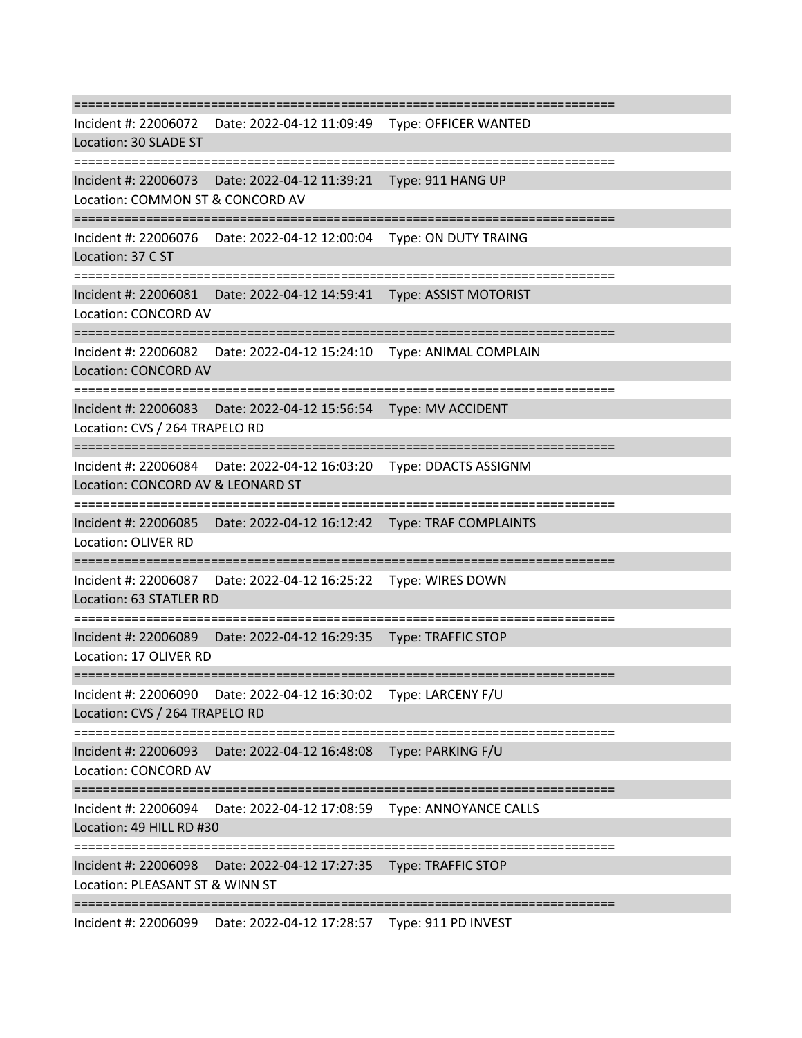===========================================================================
Incident #: 22006072 Date: 2022-04-12 11:09:49 Type: OFFICER WANTED
Location: 30 SLADE ST
===========================================================================
Incident #: 22006073 Date: 2022-04-12 11:39:21 Type: 911 HANG UP
Location: COMMON ST & CONCORD AV
===========================================================================
Incident #: 22006076 Date: 2022-04-12 12:00:04 Type: ON DUTY TRAING
Location: 37 C ST
===========================================================================
Incident #: 22006081 Date: 2022-04-12 14:59:41 Type: ASSIST MOTORIST
Location: CONCORD AV
===========================================================================
Incident #: 22006082 Date: 2022-04-12 15:24:10 Type: ANIMAL COMPLAIN
Location: CONCORD AV
===========================================================================
Incident #: 22006083 Date: 2022-04-12 15:56:54 Type: MV ACCIDENT
Location: CVS / 264 TRAPELO RD
===========================================================================
Incident #: 22006084 Date: 2022-04-12 16:03:20 Type: DDACTS ASSIGNM
Location: CONCORD AV & LEONARD ST
===========================================================================
Incident #: 22006085 Date: 2022-04-12 16:12:42 Type: TRAF COMPLAINTS
Location: OLIVER RD
===========================================================================
Incident #: 22006087 Date: 2022-04-12 16:25:22 Type: WIRES DOWN
Location: 63 STATLER RD
===========================================================================
Incident #: 22006089 Date: 2022-04-12 16:29:35 Type: TRAFFIC STOP
Location: 17 OLIVER RD
===========================================================================
Incident #: 22006090 Date: 2022-04-12 16:30:02 Type: LARCENY F/U
Location: CVS / 264 TRAPELO RD
===========================================================================
Incident #: 22006093 Date: 2022-04-12 16:48:08 Type: PARKING F/U
Location: CONCORD AV
===========================================================================
Incident #: 22006094 Date: 2022-04-12 17:08:59 Type: ANNOYANCE CALLS
Location: 49 HILL RD #30
===========================================================================
Incident #: 22006098 Date: 2022-04-12 17:27:35 Type: TRAFFIC STOP
Location: PLEASANT ST & WINN ST
===========================================================================
Incident #: 22006099 Date: 2022-04-12 17:28:57 Type: 911 PD INVEST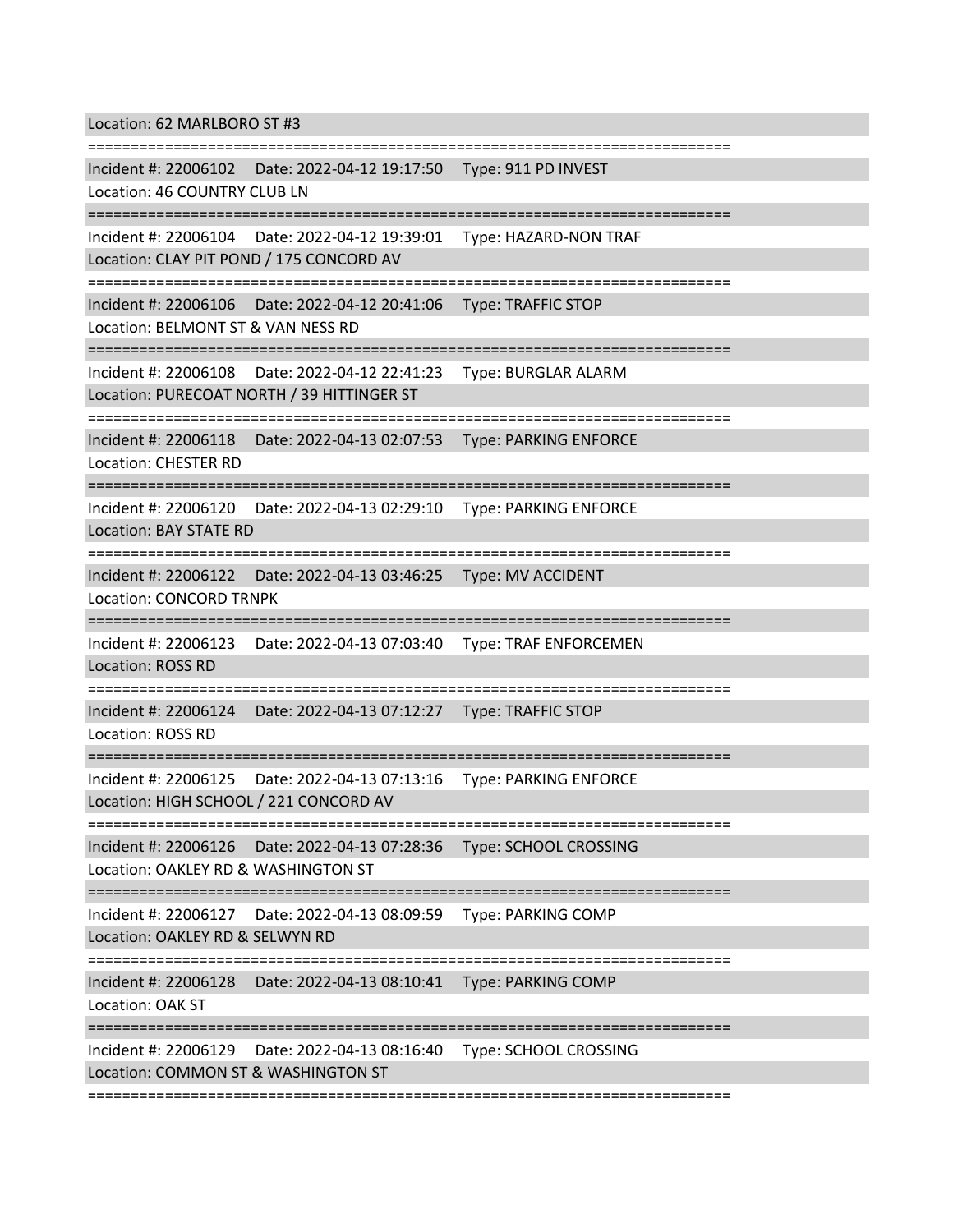Location: 62 MARLBORO ST #3

===========================================================================

Incident #: 22006102 Date: 2022-04-12 19:17:50 Type: 911 PD INVEST
Location: 46 COUNTRY CLUB LN

===========================================================================

Incident #: 22006104 Date: 2022-04-12 19:39:01 Type: HAZARD-NON TRAF
Location: CLAY PIT POND / 175 CONCORD AV

===========================================================================

Incident #: 22006106 Date: 2022-04-12 20:41:06 Type: TRAFFIC STOP
Location: BELMONT ST & VAN NESS RD

===========================================================================

Incident #: 22006108 Date: 2022-04-12 22:41:23 Type: BURGLAR ALARM
Location: PURECOAT NORTH / 39 HITTINGER ST

===========================================================================

Incident #: 22006118 Date: 2022-04-13 02:07:53 Type: PARKING ENFORCE
Location: CHESTER RD

===========================================================================

Incident #: 22006120 Date: 2022-04-13 02:29:10 Type: PARKING ENFORCE
Location: BAY STATE RD

===========================================================================

Incident #: 22006122 Date: 2022-04-13 03:46:25 Type: MV ACCIDENT
Location: CONCORD TRNPK

===========================================================================

Incident #: 22006123 Date: 2022-04-13 07:03:40 Type: TRAF ENFORCEMEN
Location: ROSS RD

===========================================================================

Incident #: 22006124 Date: 2022-04-13 07:12:27 Type: TRAFFIC STOP
Location: ROSS RD

===========================================================================

Incident #: 22006125 Date: 2022-04-13 07:13:16 Type: PARKING ENFORCE
Location: HIGH SCHOOL / 221 CONCORD AV

===========================================================================

Incident #: 22006126 Date: 2022-04-13 07:28:36 Type: SCHOOL CROSSING
Location: OAKLEY RD & WASHINGTON ST

===========================================================================

Incident #: 22006127 Date: 2022-04-13 08:09:59 Type: PARKING COMP
Location: OAKLEY RD & SELWYN RD

===========================================================================

Incident #: 22006128 Date: 2022-04-13 08:10:41 Type: PARKING COMP
Location: OAK ST

===========================================================================

Incident #: 22006129 Date: 2022-04-13 08:16:40 Type: SCHOOL CROSSING
Location: COMMON ST & WASHINGTON ST

===========================================================================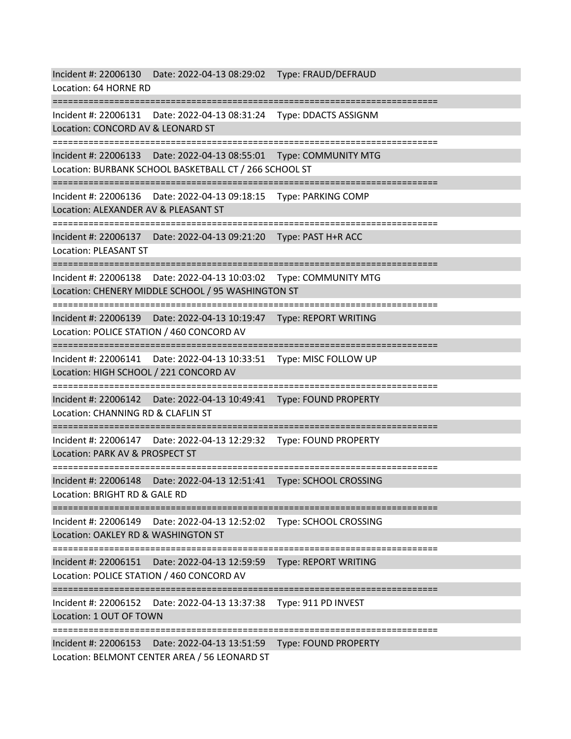Incident #: 22006130 Date: 2022-04-13 08:29:02 Type: FRAUD/DEFRAUD
Location: 64 HORNE RD

===========================================================================

Incident #: 22006131 Date: 2022-04-13 08:31:24 Type: DDACTS ASSIGNM
Location: CONCORD AV & LEONARD ST

===========================================================================

Incident #: 22006133 Date: 2022-04-13 08:55:01 Type: COMMUNITY MTG
Location: BURBANK SCHOOL BASKETBALL CT / 266 SCHOOL ST

===========================================================================

Incident #: 22006136 Date: 2022-04-13 09:18:15 Type: PARKING COMP
Location: ALEXANDER AV & PLEASANT ST

===========================================================================

Incident #: 22006137 Date: 2022-04-13 09:21:20 Type: PAST H+R ACC
Location: PLEASANT ST

===========================================================================

Incident #: 22006138 Date: 2022-04-13 10:03:02 Type: COMMUNITY MTG
Location: CHENERY MIDDLE SCHOOL / 95 WASHINGTON ST

===========================================================================

Incident #: 22006139 Date: 2022-04-13 10:19:47 Type: REPORT WRITING
Location: POLICE STATION / 460 CONCORD AV

===========================================================================

Incident #: 22006141 Date: 2022-04-13 10:33:51 Type: MISC FOLLOW UP
Location: HIGH SCHOOL / 221 CONCORD AV

===========================================================================

Incident #: 22006142 Date: 2022-04-13 10:49:41 Type: FOUND PROPERTY
Location: CHANNING RD & CLAFLIN ST

===========================================================================

Incident #: 22006147 Date: 2022-04-13 12:29:32 Type: FOUND PROPERTY
Location: PARK AV & PROSPECT ST

===========================================================================

Incident #: 22006148 Date: 2022-04-13 12:51:41 Type: SCHOOL CROSSING
Location: BRIGHT RD & GALE RD

===========================================================================

Incident #: 22006149 Date: 2022-04-13 12:52:02 Type: SCHOOL CROSSING
Location: OAKLEY RD & WASHINGTON ST

===========================================================================

Incident #: 22006151 Date: 2022-04-13 12:59:59 Type: REPORT WRITING
Location: POLICE STATION / 460 CONCORD AV

===========================================================================

Incident #: 22006152 Date: 2022-04-13 13:37:38 Type: 911 PD INVEST
Location: 1 OUT OF TOWN

===========================================================================

Incident #: 22006153 Date: 2022-04-13 13:51:59 Type: FOUND PROPERTY
Location: BELMONT CENTER AREA / 56 LEONARD ST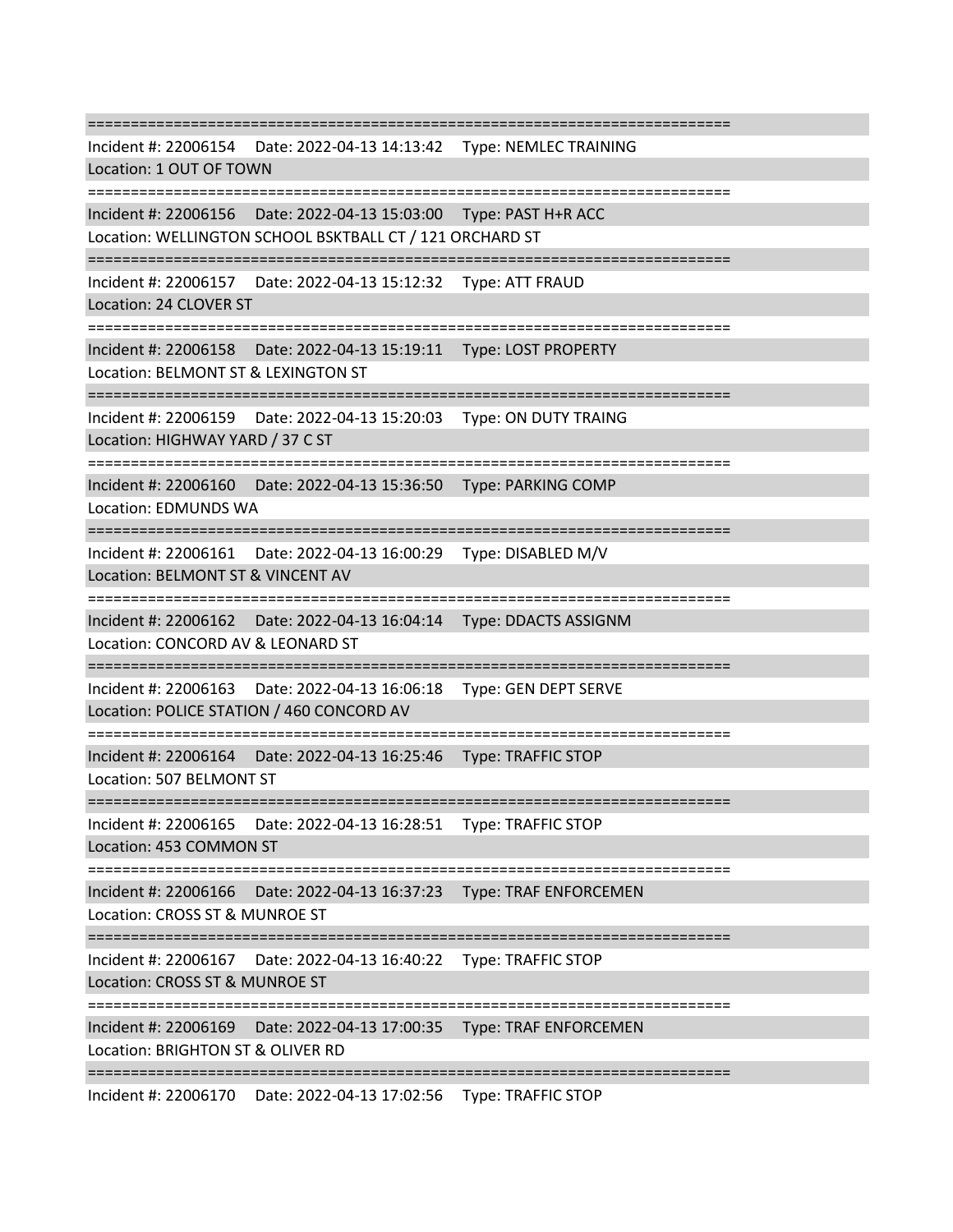===========================================================================

Incident #: 22006154 Date: 2022-04-13 14:13:42 Type: NEMLEC TRAINING
Location: 1 OUT OF TOWN

===========================================================================

Incident #: 22006156 Date: 2022-04-13 15:03:00 Type: PAST H+R ACC
Location: WELLINGTON SCHOOL BSKTBALL CT / 121 ORCHARD ST

===========================================================================

Incident #: 22006157 Date: 2022-04-13 15:12:32 Type: ATT FRAUD
Location: 24 CLOVER ST

===========================================================================

Incident #: 22006158 Date: 2022-04-13 15:19:11 Type: LOST PROPERTY
Location: BELMONT ST & LEXINGTON ST

===========================================================================

Incident #: 22006159 Date: 2022-04-13 15:20:03 Type: ON DUTY TRAING
Location: HIGHWAY YARD / 37 C ST

===========================================================================

Incident #: 22006160 Date: 2022-04-13 15:36:50 Type: PARKING COMP
Location: EDMUNDS WA

===========================================================================

Incident #: 22006161 Date: 2022-04-13 16:00:29 Type: DISABLED M/V
Location: BELMONT ST & VINCENT AV

===========================================================================

Incident #: 22006162 Date: 2022-04-13 16:04:14 Type: DDACTS ASSIGNM
Location: CONCORD AV & LEONARD ST

===========================================================================

Incident #: 22006163 Date: 2022-04-13 16:06:18 Type: GEN DEPT SERVE
Location: POLICE STATION / 460 CONCORD AV

===========================================================================

Incident #: 22006164 Date: 2022-04-13 16:25:46 Type: TRAFFIC STOP
Location: 507 BELMONT ST

===========================================================================

Incident #: 22006165 Date: 2022-04-13 16:28:51 Type: TRAFFIC STOP
Location: 453 COMMON ST

===========================================================================

Incident #: 22006166 Date: 2022-04-13 16:37:23 Type: TRAF ENFORCEMEN
Location: CROSS ST & MUNROE ST

===========================================================================

Incident #: 22006167 Date: 2022-04-13 16:40:22 Type: TRAFFIC STOP
Location: CROSS ST & MUNROE ST

===========================================================================

Incident #: 22006169 Date: 2022-04-13 17:00:35 Type: TRAF ENFORCEMEN
Location: BRIGHTON ST & OLIVER RD

===========================================================================

Incident #: 22006170 Date: 2022-04-13 17:02:56 Type: TRAFFIC STOP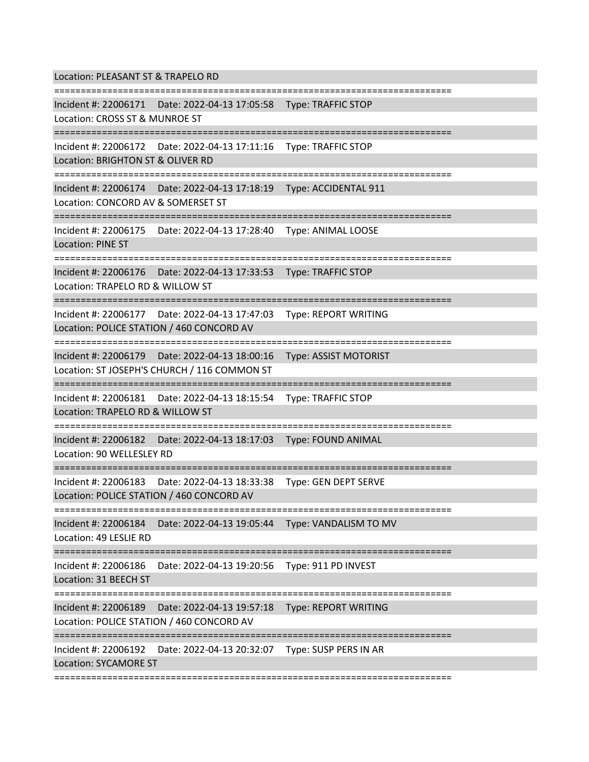Location: PLEASANT ST & TRAPELO RD

===========================================================================

Incident #: 22006171 Date: 2022-04-13 17:05:58 Type: TRAFFIC STOP

Location: CROSS ST & MUNROE ST

===========================================================================

Incident #: 22006172 Date: 2022-04-13 17:11:16 Type: TRAFFIC STOP

Location: BRIGHTON ST & OLIVER RD

===========================================================================

Incident #: 22006174 Date: 2022-04-13 17:18:19 Type: ACCIDENTAL 911

Location: CONCORD AV & SOMERSET ST

===========================================================================

Incident #: 22006175 Date: 2022-04-13 17:28:40 Type: ANIMAL LOOSE

Location: PINE ST

===========================================================================

Incident #: 22006176 Date: 2022-04-13 17:33:53 Type: TRAFFIC STOP

Location: TRAPELO RD & WILLOW ST

===========================================================================

Incident #: 22006177 Date: 2022-04-13 17:47:03 Type: REPORT WRITING

Location: POLICE STATION / 460 CONCORD AV

===========================================================================

Incident #: 22006179 Date: 2022-04-13 18:00:16 Type: ASSIST MOTORIST

Location: ST JOSEPH'S CHURCH / 116 COMMON ST

===========================================================================

Incident #: 22006181 Date: 2022-04-13 18:15:54 Type: TRAFFIC STOP

Location: TRAPELO RD & WILLOW ST

===========================================================================

Incident #: 22006182 Date: 2022-04-13 18:17:03 Type: FOUND ANIMAL

Location: 90 WELLESLEY RD

===========================================================================

Incident #: 22006183 Date: 2022-04-13 18:33:38 Type: GEN DEPT SERVE

Location: POLICE STATION / 460 CONCORD AV

===========================================================================

Incident #: 22006184 Date: 2022-04-13 19:05:44 Type: VANDALISM TO MV

Location: 49 LESLIE RD

===========================================================================

Incident #: 22006186 Date: 2022-04-13 19:20:56 Type: 911 PD INVEST

Location: 31 BEECH ST

===========================================================================

Incident #: 22006189 Date: 2022-04-13 19:57:18 Type: REPORT WRITING

Location: POLICE STATION / 460 CONCORD AV

===========================================================================

Incident #: 22006192 Date: 2022-04-13 20:32:07 Type: SUSP PERS IN AR

Location: SYCAMORE ST

===========================================================================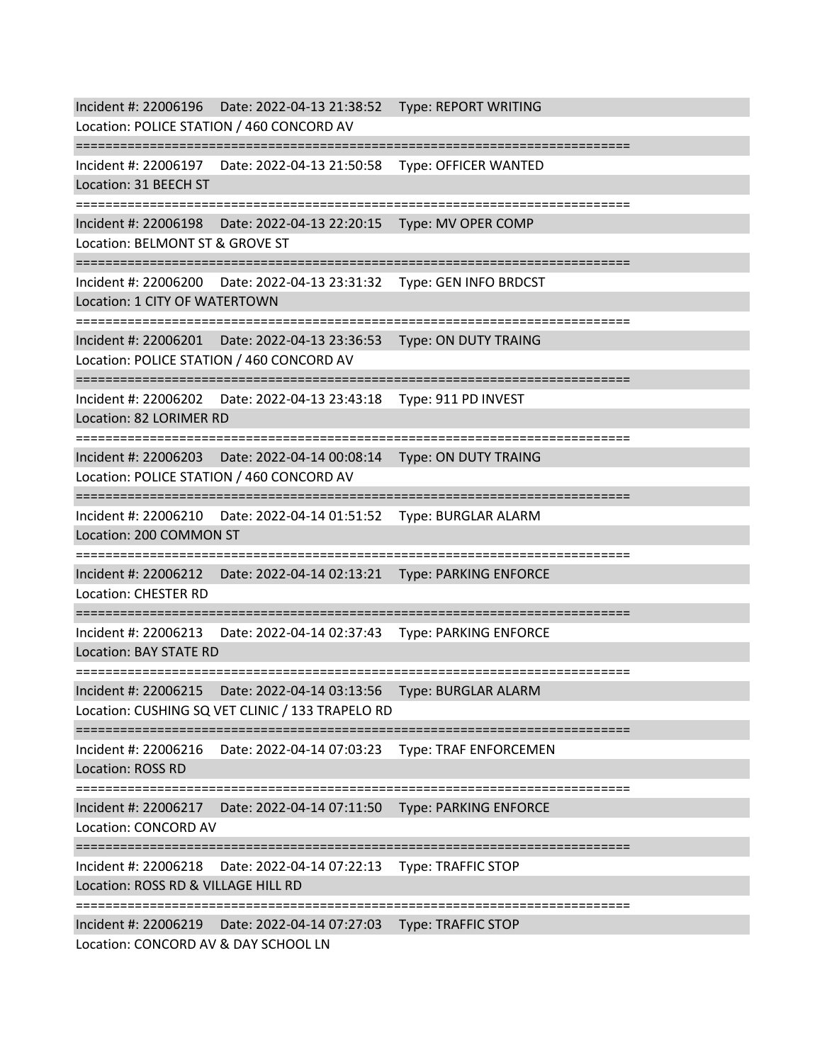Incident #: 22006196 Date: 2022-04-13 21:38:52 Type: REPORT WRITING
Location: POLICE STATION / 460 CONCORD AV

===========================================================================

Incident #: 22006197 Date: 2022-04-13 21:50:58 Type: OFFICER WANTED
Location: 31 BEECH ST

===========================================================================

Incident #: 22006198 Date: 2022-04-13 22:20:15 Type: MV OPER COMP
Location: BELMONT ST & GROVE ST

===========================================================================

Incident #: 22006200 Date: 2022-04-13 23:31:32 Type: GEN INFO BRDCST
Location: 1 CITY OF WATERTOWN

===========================================================================

Incident #: 22006201 Date: 2022-04-13 23:36:53 Type: ON DUTY TRAING
Location: POLICE STATION / 460 CONCORD AV

===========================================================================

Incident #: 22006202 Date: 2022-04-13 23:43:18 Type: 911 PD INVEST
Location: 82 LORIMER RD

===========================================================================

Incident #: 22006203 Date: 2022-04-14 00:08:14 Type: ON DUTY TRAING
Location: POLICE STATION / 460 CONCORD AV

===========================================================================

Incident #: 22006210 Date: 2022-04-14 01:51:52 Type: BURGLAR ALARM
Location: 200 COMMON ST

===========================================================================

Incident #: 22006212 Date: 2022-04-14 02:13:21 Type: PARKING ENFORCE
Location: CHESTER RD

===========================================================================

Incident #: 22006213 Date: 2022-04-14 02:37:43 Type: PARKING ENFORCE
Location: BAY STATE RD

===========================================================================

Incident #: 22006215 Date: 2022-04-14 03:13:56 Type: BURGLAR ALARM
Location: CUSHING SQ VET CLINIC / 133 TRAPELO RD

===========================================================================

Incident #: 22006216 Date: 2022-04-14 07:03:23 Type: TRAF ENFORCEMEN
Location: ROSS RD

===========================================================================

Incident #: 22006217 Date: 2022-04-14 07:11:50 Type: PARKING ENFORCE
Location: CONCORD AV

===========================================================================

Incident #: 22006218 Date: 2022-04-14 07:22:13 Type: TRAFFIC STOP
Location: ROSS RD & VILLAGE HILL RD

===========================================================================

Incident #: 22006219 Date: 2022-04-14 07:27:03 Type: TRAFFIC STOP
Location: CONCORD AV & DAY SCHOOL LN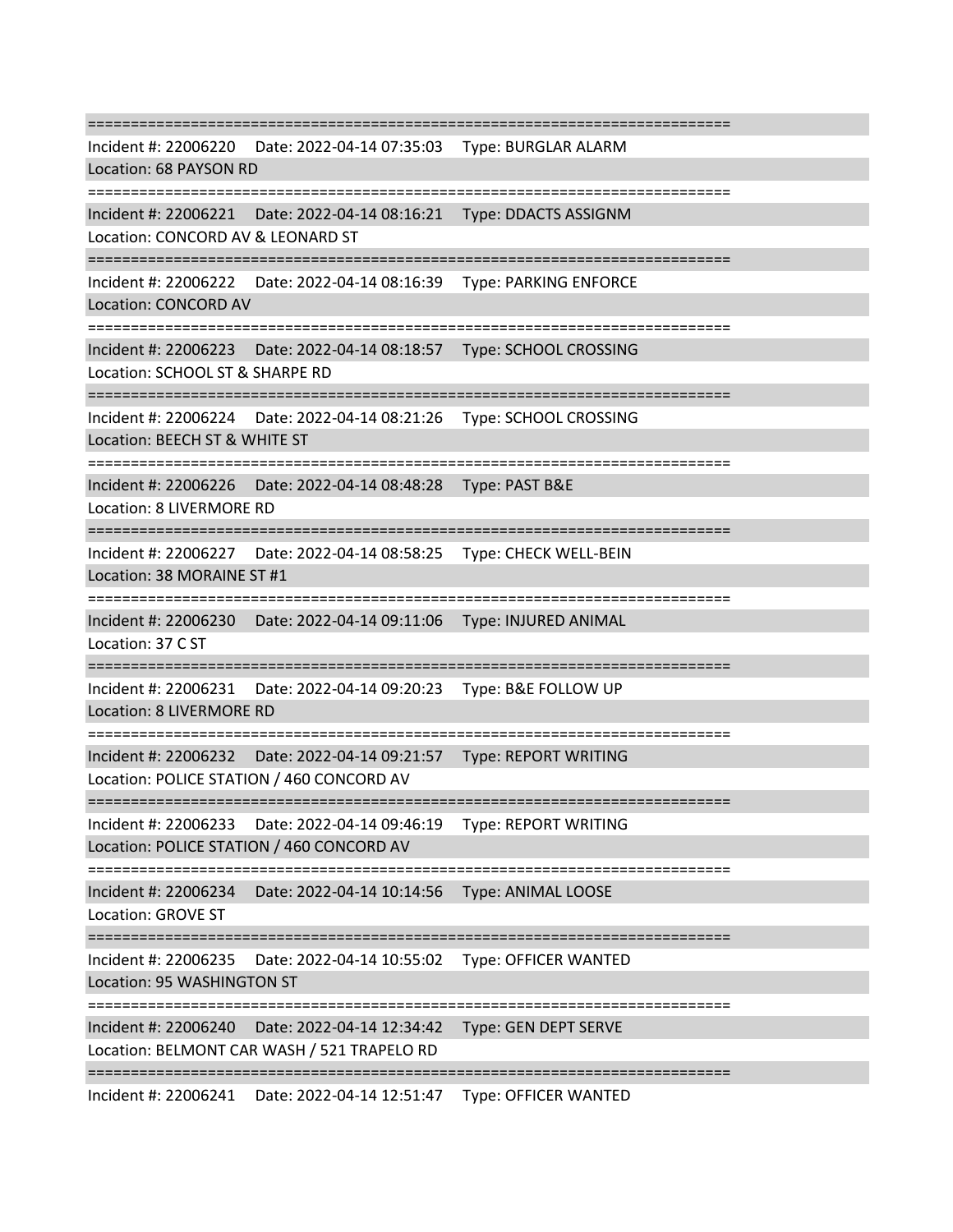===========================================================================

Incident #: 22006220 Date: 2022-04-14 07:35:03 Type: BURGLAR ALARM
Location: 68 PAYSON RD

===========================================================================

Incident #: 22006221 Date: 2022-04-14 08:16:21 Type: DDACTS ASSIGNM
Location: CONCORD AV & LEONARD ST

===========================================================================

Incident #: 22006222 Date: 2022-04-14 08:16:39 Type: PARKING ENFORCE
Location: CONCORD AV

===========================================================================

Incident #: 22006223 Date: 2022-04-14 08:18:57 Type: SCHOOL CROSSING
Location: SCHOOL ST & SHARPE RD

===========================================================================

Incident #: 22006224 Date: 2022-04-14 08:21:26 Type: SCHOOL CROSSING
Location: BEECH ST & WHITE ST

===========================================================================

Incident #: 22006226 Date: 2022-04-14 08:48:28 Type: PAST B&E
Location: 8 LIVERMORE RD

===========================================================================

Incident #: 22006227 Date: 2022-04-14 08:58:25 Type: CHECK WELL-BEIN
Location: 38 MORAINE ST #1

===========================================================================

Incident #: 22006230 Date: 2022-04-14 09:11:06 Type: INJURED ANIMAL
Location: 37 C ST

===========================================================================

Incident #: 22006231 Date: 2022-04-14 09:20:23 Type: B&E FOLLOW UP
Location: 8 LIVERMORE RD

===========================================================================

Incident #: 22006232 Date: 2022-04-14 09:21:57 Type: REPORT WRITING
Location: POLICE STATION / 460 CONCORD AV

===========================================================================

Incident #: 22006233 Date: 2022-04-14 09:46:19 Type: REPORT WRITING
Location: POLICE STATION / 460 CONCORD AV

===========================================================================

Incident #: 22006234 Date: 2022-04-14 10:14:56 Type: ANIMAL LOOSE
Location: GROVE ST

===========================================================================

Incident #: 22006235 Date: 2022-04-14 10:55:02 Type: OFFICER WANTED
Location: 95 WASHINGTON ST

===========================================================================

Incident #: 22006240 Date: 2022-04-14 12:34:42 Type: GEN DEPT SERVE
Location: BELMONT CAR WASH / 521 TRAPELO RD

===========================================================================

Incident #: 22006241 Date: 2022-04-14 12:51:47 Type: OFFICER WANTED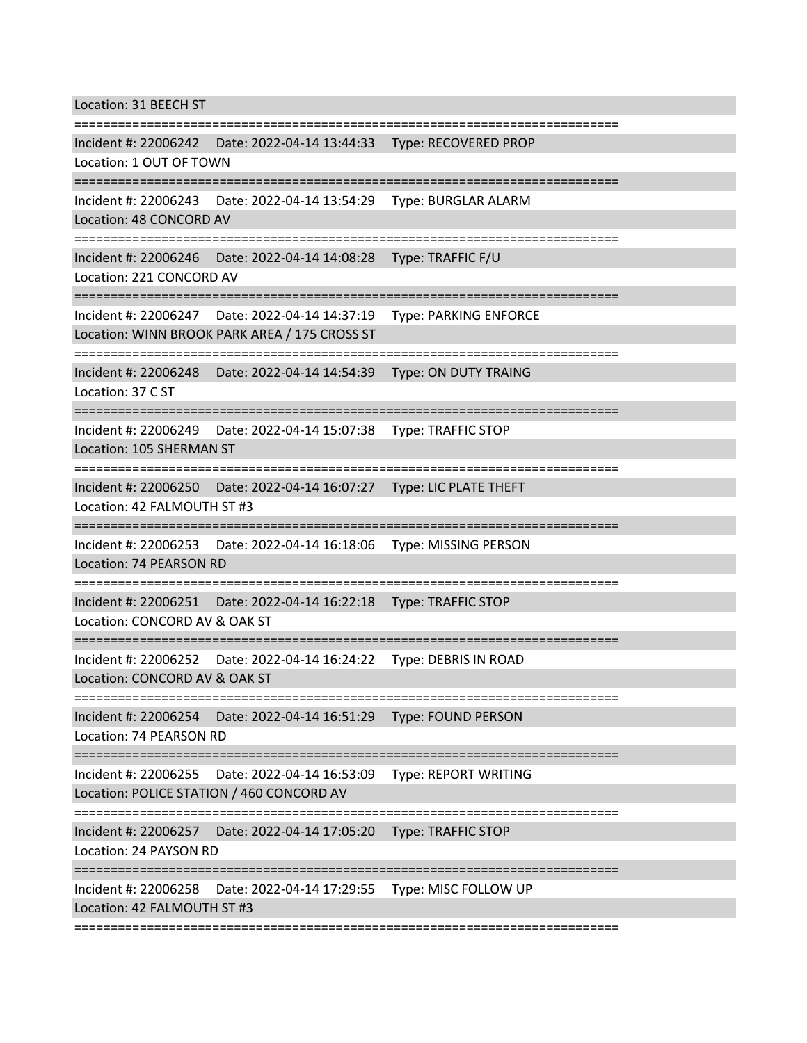Location: 31 BEECH ST

===========================================================================

Incident #: 22006242    Date: 2022-04-14 13:44:33    Type: RECOVERED PROP
Location: 1 OUT OF TOWN

===========================================================================

Incident #: 22006243    Date: 2022-04-14 13:54:29    Type: BURGLAR ALARM
Location: 48 CONCORD AV

===========================================================================

Incident #: 22006246    Date: 2022-04-14 14:08:28    Type: TRAFFIC F/U
Location: 221 CONCORD AV

===========================================================================

Incident #: 22006247    Date: 2022-04-14 14:37:19    Type: PARKING ENFORCE
Location: WINN BROOK PARK AREA / 175 CROSS ST

===========================================================================

Incident #: 22006248    Date: 2022-04-14 14:54:39    Type: ON DUTY TRAING
Location: 37 C ST

===========================================================================

Incident #: 22006249    Date: 2022-04-14 15:07:38    Type: TRAFFIC STOP
Location: 105 SHERMAN ST

===========================================================================

Incident #: 22006250    Date: 2022-04-14 16:07:27    Type: LIC PLATE THEFT
Location: 42 FALMOUTH ST #3

===========================================================================

Incident #: 22006253    Date: 2022-04-14 16:18:06    Type: MISSING PERSON
Location: 74 PEARSON RD

===========================================================================

Incident #: 22006251    Date: 2022-04-14 16:22:18    Type: TRAFFIC STOP
Location: CONCORD AV & OAK ST

===========================================================================

Incident #: 22006252    Date: 2022-04-14 16:24:22    Type: DEBRIS IN ROAD
Location: CONCORD AV & OAK ST

===========================================================================

Incident #: 22006254    Date: 2022-04-14 16:51:29    Type: FOUND PERSON
Location: 74 PEARSON RD

===========================================================================

Incident #: 22006255    Date: 2022-04-14 16:53:09    Type: REPORT WRITING
Location: POLICE STATION / 460 CONCORD AV

===========================================================================

Incident #: 22006257    Date: 2022-04-14 17:05:20    Type: TRAFFIC STOP
Location: 24 PAYSON RD

===========================================================================

Incident #: 22006258    Date: 2022-04-14 17:29:55    Type: MISC FOLLOW UP
Location: 42 FALMOUTH ST #3

===========================================================================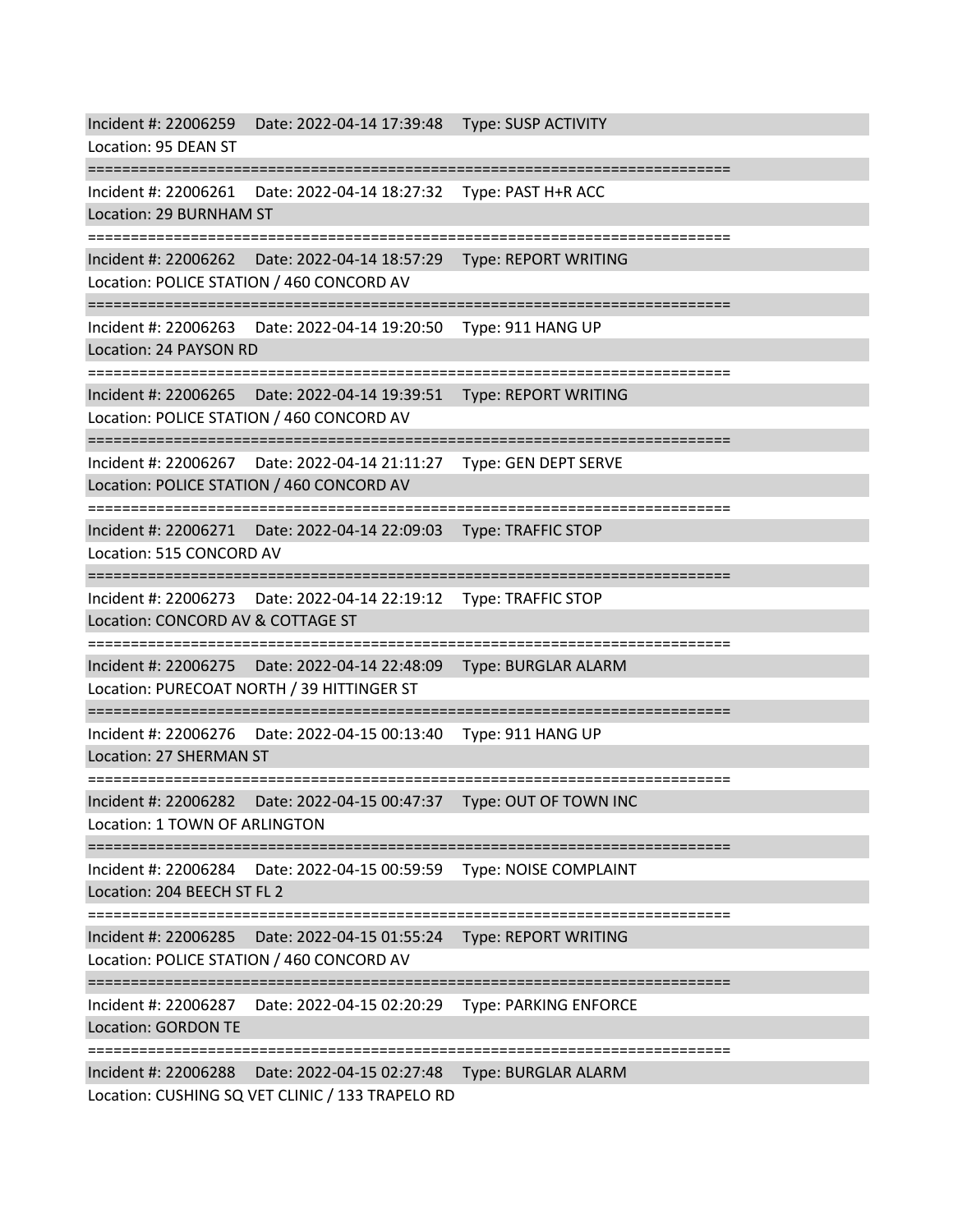Incident #: 22006259 Date: 2022-04-14 17:39:48 Type: SUSP ACTIVITY
Location: 95 DEAN ST

===========================================================================

Incident #: 22006261 Date: 2022-04-14 18:27:32 Type: PAST H+R ACC
Location: 29 BURNHAM ST

===========================================================================

Incident #: 22006262 Date: 2022-04-14 18:57:29 Type: REPORT WRITING
Location: POLICE STATION / 460 CONCORD AV

===========================================================================

Incident #: 22006263 Date: 2022-04-14 19:20:50 Type: 911 HANG UP
Location: 24 PAYSON RD

===========================================================================

Incident #: 22006265 Date: 2022-04-14 19:39:51 Type: REPORT WRITING
Location: POLICE STATION / 460 CONCORD AV

===========================================================================

Incident #: 22006267 Date: 2022-04-14 21:11:27 Type: GEN DEPT SERVE
Location: POLICE STATION / 460 CONCORD AV

===========================================================================

Incident #: 22006271 Date: 2022-04-14 22:09:03 Type: TRAFFIC STOP
Location: 515 CONCORD AV

===========================================================================

Incident #: 22006273 Date: 2022-04-14 22:19:12 Type: TRAFFIC STOP
Location: CONCORD AV & COTTAGE ST

===========================================================================

Incident #: 22006275 Date: 2022-04-14 22:48:09 Type: BURGLAR ALARM
Location: PURECOAT NORTH / 39 HITTINGER ST

===========================================================================

Incident #: 22006276 Date: 2022-04-15 00:13:40 Type: 911 HANG UP
Location: 27 SHERMAN ST

===========================================================================

Incident #: 22006282 Date: 2022-04-15 00:47:37 Type: OUT OF TOWN INC
Location: 1 TOWN OF ARLINGTON

===========================================================================

Incident #: 22006284 Date: 2022-04-15 00:59:59 Type: NOISE COMPLAINT
Location: 204 BEECH ST FL 2

===========================================================================

Incident #: 22006285 Date: 2022-04-15 01:55:24 Type: REPORT WRITING
Location: POLICE STATION / 460 CONCORD AV

===========================================================================

Incident #: 22006287 Date: 2022-04-15 02:20:29 Type: PARKING ENFORCE
Location: GORDON TE

===========================================================================

Incident #: 22006288 Date: 2022-04-15 02:27:48 Type: BURGLAR ALARM
Location: CUSHING SQ VET CLINIC / 133 TRAPELO RD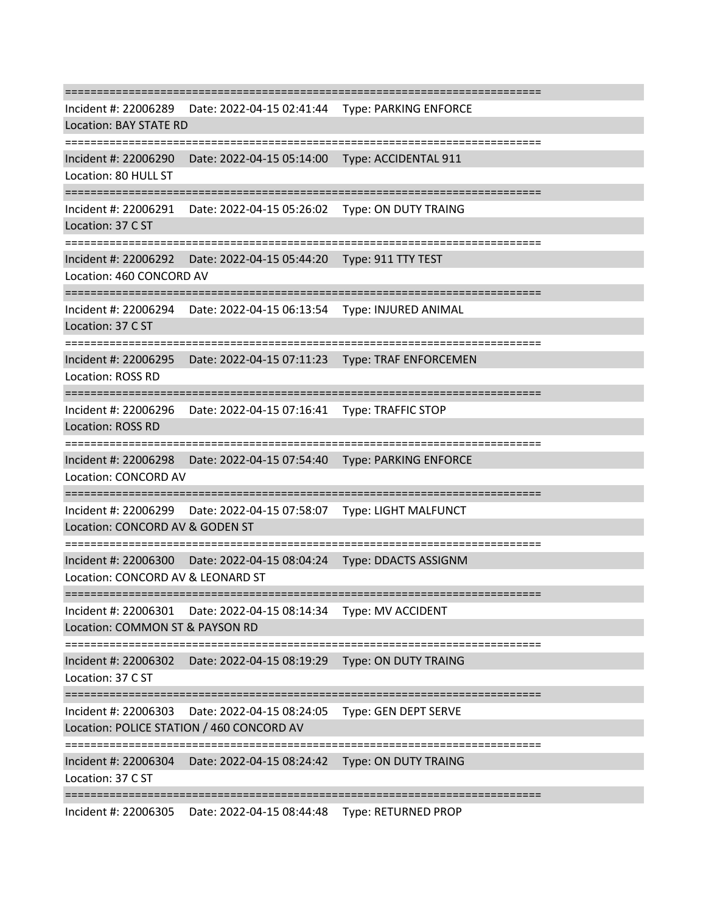===========================================================================

Incident #: 22006289    Date: 2022-04-15 02:41:44    Type: PARKING ENFORCE

Location: BAY STATE RD

===========================================================================

Incident #: 22006290    Date: 2022-04-15 05:14:00    Type: ACCIDENTAL 911

Location: 80 HULL ST

===========================================================================

Incident #: 22006291    Date: 2022-04-15 05:26:02    Type: ON DUTY TRAING

Location: 37 C ST

===========================================================================

Incident #: 22006292    Date: 2022-04-15 05:44:20    Type: 911 TTY TEST

Location: 460 CONCORD AV

===========================================================================

Incident #: 22006294    Date: 2022-04-15 06:13:54    Type: INJURED ANIMAL

Location: 37 C ST

===========================================================================

Incident #: 22006295    Date: 2022-04-15 07:11:23    Type: TRAF ENFORCEMEN

Location: ROSS RD

===========================================================================

Incident #: 22006296    Date: 2022-04-15 07:16:41    Type: TRAFFIC STOP

Location: ROSS RD

===========================================================================

Incident #: 22006298    Date: 2022-04-15 07:54:40    Type: PARKING ENFORCE

Location: CONCORD AV

===========================================================================

Incident #: 22006299    Date: 2022-04-15 07:58:07    Type: LIGHT MALFUNCT

Location: CONCORD AV & GODEN ST

===========================================================================

Incident #: 22006300    Date: 2022-04-15 08:04:24    Type: DDACTS ASSIGNM

Location: CONCORD AV & LEONARD ST

===========================================================================

Incident #: 22006301    Date: 2022-04-15 08:14:34    Type: MV ACCIDENT

Location: COMMON ST & PAYSON RD

===========================================================================

Incident #: 22006302    Date: 2022-04-15 08:19:29    Type: ON DUTY TRAING

Location: 37 C ST

===========================================================================

Incident #: 22006303    Date: 2022-04-15 08:24:05    Type: GEN DEPT SERVE

Location: POLICE STATION / 460 CONCORD AV

===========================================================================

Incident #: 22006304    Date: 2022-04-15 08:24:42    Type: ON DUTY TRAING

Location: 37 C ST

===========================================================================

Incident #: 22006305    Date: 2022-04-15 08:44:48    Type: RETURNED PROP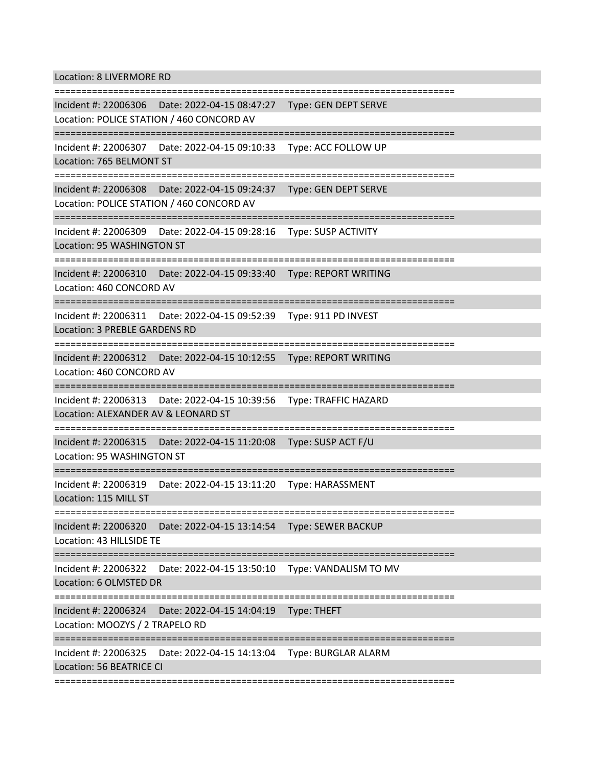Location: 8 LIVERMORE RD

===========================================================================

Incident #: 22006306    Date: 2022-04-15 08:47:27    Type: GEN DEPT SERVE

Location: POLICE STATION / 460 CONCORD AV

===========================================================================

Incident #: 22006307    Date: 2022-04-15 09:10:33    Type: ACC FOLLOW UP

Location: 765 BELMONT ST

===========================================================================

Incident #: 22006308    Date: 2022-04-15 09:24:37    Type: GEN DEPT SERVE

Location: POLICE STATION / 460 CONCORD AV

===========================================================================

Incident #: 22006309    Date: 2022-04-15 09:28:16    Type: SUSP ACTIVITY

Location: 95 WASHINGTON ST

===========================================================================

Incident #: 22006310    Date: 2022-04-15 09:33:40    Type: REPORT WRITING

Location: 460 CONCORD AV

===========================================================================

Incident #: 22006311    Date: 2022-04-15 09:52:39    Type: 911 PD INVEST

Location: 3 PREBLE GARDENS RD

===========================================================================

Incident #: 22006312    Date: 2022-04-15 10:12:55    Type: REPORT WRITING

Location: 460 CONCORD AV

===========================================================================

Incident #: 22006313    Date: 2022-04-15 10:39:56    Type: TRAFFIC HAZARD

Location: ALEXANDER AV & LEONARD ST

===========================================================================

Incident #: 22006315    Date: 2022-04-15 11:20:08    Type: SUSP ACT F/U

Location: 95 WASHINGTON ST

===========================================================================

Incident #: 22006319    Date: 2022-04-15 13:11:20    Type: HARASSMENT

Location: 115 MILL ST

===========================================================================

Incident #: 22006320    Date: 2022-04-15 13:14:54    Type: SEWER BACKUP

Location: 43 HILLSIDE TE

===========================================================================

Incident #: 22006322    Date: 2022-04-15 13:50:10    Type: VANDALISM TO MV

Location: 6 OLMSTED DR

===========================================================================

Incident #: 22006324    Date: 2022-04-15 14:04:19    Type: THEFT

Location: MOOZYS / 2 TRAPELO RD

===========================================================================

Incident #: 22006325    Date: 2022-04-15 14:13:04    Type: BURGLAR ALARM

Location: 56 BEATRICE CI

===========================================================================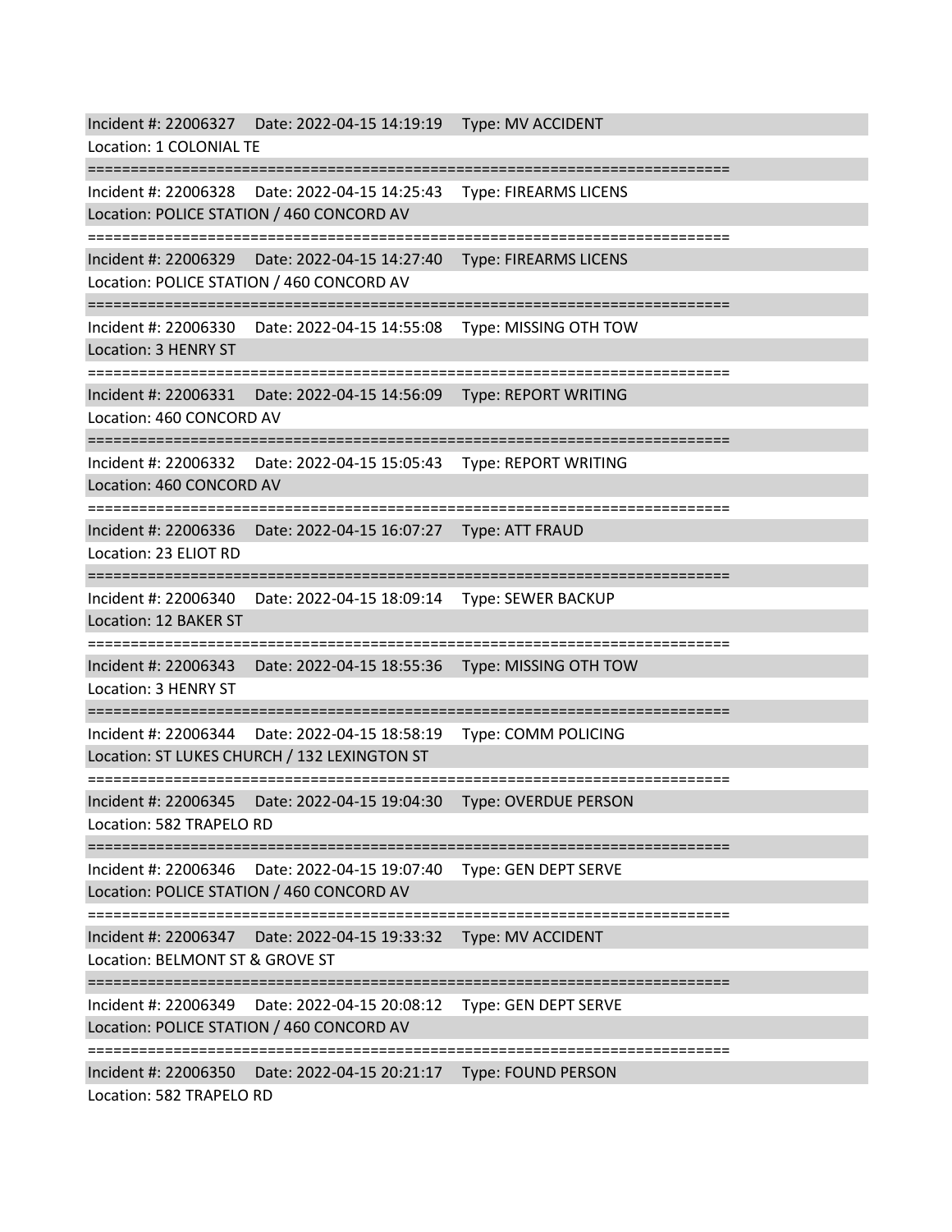Incident #: 22006327 Date: 2022-04-15 14:19:19 Type: MV ACCIDENT
Location: 1 COLONIAL TE

===========================================================================

Incident #: 22006328 Date: 2022-04-15 14:25:43 Type: FIREARMS LICENS
Location: POLICE STATION / 460 CONCORD AV

===========================================================================

Incident #: 22006329 Date: 2022-04-15 14:27:40 Type: FIREARMS LICENS
Location: POLICE STATION / 460 CONCORD AV

===========================================================================

Incident #: 22006330 Date: 2022-04-15 14:55:08 Type: MISSING OTH TOW
Location: 3 HENRY ST

===========================================================================

Incident #: 22006331 Date: 2022-04-15 14:56:09 Type: REPORT WRITING
Location: 460 CONCORD AV

===========================================================================

Incident #: 22006332 Date: 2022-04-15 15:05:43 Type: REPORT WRITING
Location: 460 CONCORD AV

===========================================================================

Incident #: 22006336 Date: 2022-04-15 16:07:27 Type: ATT FRAUD
Location: 23 ELIOT RD

===========================================================================

Incident #: 22006340 Date: 2022-04-15 18:09:14 Type: SEWER BACKUP
Location: 12 BAKER ST

===========================================================================

Incident #: 22006343 Date: 2022-04-15 18:55:36 Type: MISSING OTH TOW
Location: 3 HENRY ST

===========================================================================

Incident #: 22006344 Date: 2022-04-15 18:58:19 Type: COMM POLICING
Location: ST LUKES CHURCH / 132 LEXINGTON ST

===========================================================================

Incident #: 22006345 Date: 2022-04-15 19:04:30 Type: OVERDUE PERSON
Location: 582 TRAPELO RD

===========================================================================

Incident #: 22006346 Date: 2022-04-15 19:07:40 Type: GEN DEPT SERVE
Location: POLICE STATION / 460 CONCORD AV

===========================================================================

Incident #: 22006347 Date: 2022-04-15 19:33:32 Type: MV ACCIDENT
Location: BELMONT ST & GROVE ST

===========================================================================

Incident #: 22006349 Date: 2022-04-15 20:08:12 Type: GEN DEPT SERVE
Location: POLICE STATION / 460 CONCORD AV

===========================================================================

Incident #: 22006350 Date: 2022-04-15 20:21:17 Type: FOUND PERSON
Location: 582 TRAPELO RD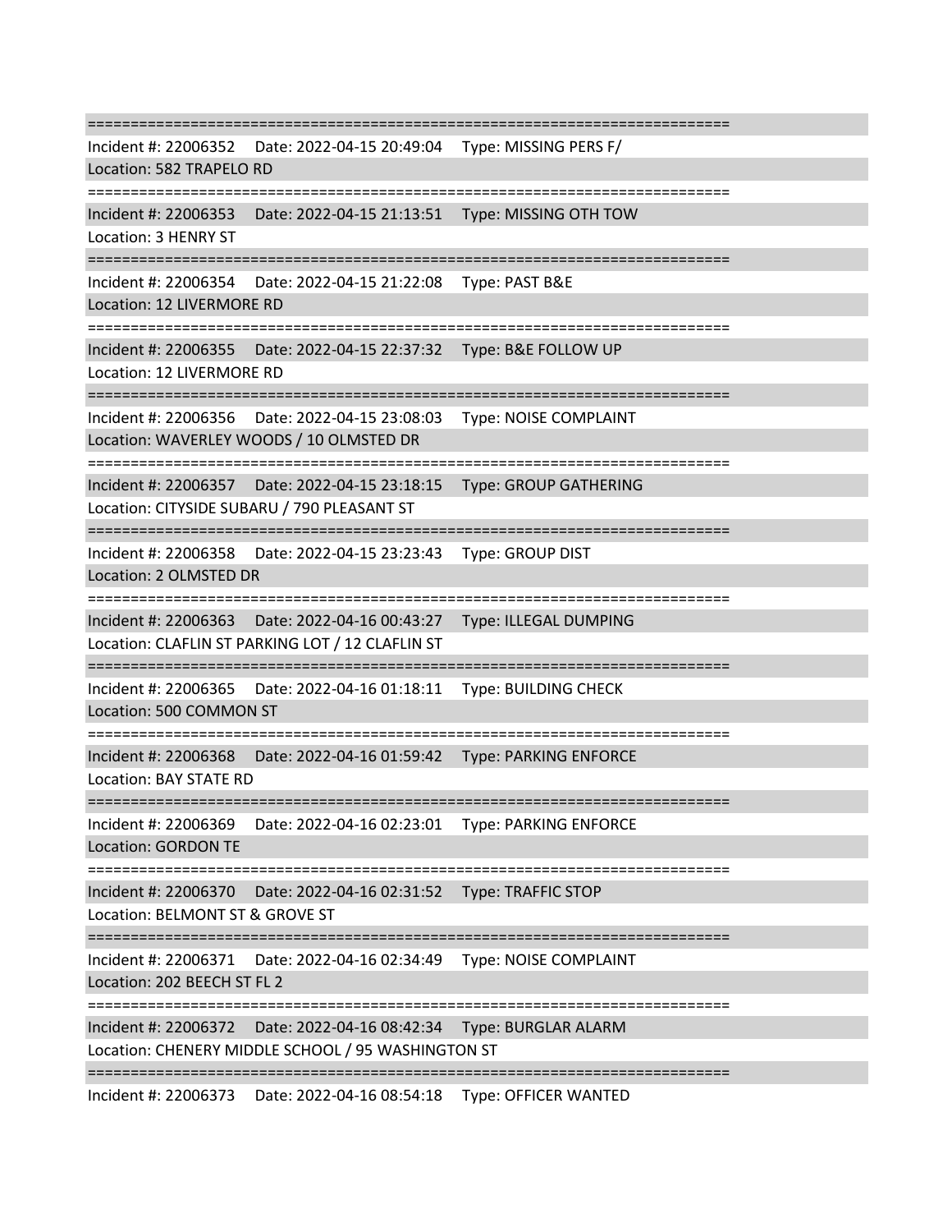===========================================================================

Incident #: 22006352 Date: 2022-04-15 20:49:04 Type: MISSING PERS F/
Location: 582 TRAPELO RD

===========================================================================

Incident #: 22006353 Date: 2022-04-15 21:13:51 Type: MISSING OTH TOW
Location: 3 HENRY ST

===========================================================================

Incident #: 22006354 Date: 2022-04-15 21:22:08 Type: PAST B&E
Location: 12 LIVERMORE RD

===========================================================================

Incident #: 22006355 Date: 2022-04-15 22:37:32 Type: B&E FOLLOW UP
Location: 12 LIVERMORE RD

===========================================================================

Incident #: 22006356 Date: 2022-04-15 23:08:03 Type: NOISE COMPLAINT
Location: WAVERLEY WOODS / 10 OLMSTED DR

===========================================================================

Incident #: 22006357 Date: 2022-04-15 23:18:15 Type: GROUP GATHERING
Location: CITYSIDE SUBARU / 790 PLEASANT ST

===========================================================================

Incident #: 22006358 Date: 2022-04-15 23:23:43 Type: GROUP DIST
Location: 2 OLMSTED DR

===========================================================================

Incident #: 22006363 Date: 2022-04-16 00:43:27 Type: ILLEGAL DUMPING
Location: CLAFLIN ST PARKING LOT / 12 CLAFLIN ST

===========================================================================

Incident #: 22006365 Date: 2022-04-16 01:18:11 Type: BUILDING CHECK
Location: 500 COMMON ST

===========================================================================

Incident #: 22006368 Date: 2022-04-16 01:59:42 Type: PARKING ENFORCE
Location: BAY STATE RD

===========================================================================

Incident #: 22006369 Date: 2022-04-16 02:23:01 Type: PARKING ENFORCE
Location: GORDON TE

===========================================================================

Incident #: 22006370 Date: 2022-04-16 02:31:52 Type: TRAFFIC STOP
Location: BELMONT ST & GROVE ST

===========================================================================

Incident #: 22006371 Date: 2022-04-16 02:34:49 Type: NOISE COMPLAINT
Location: 202 BEECH ST FL 2

===========================================================================

Incident #: 22006372 Date: 2022-04-16 08:42:34 Type: BURGLAR ALARM
Location: CHENERY MIDDLE SCHOOL / 95 WASHINGTON ST

===========================================================================

Incident #: 22006373 Date: 2022-04-16 08:54:18 Type: OFFICER WANTED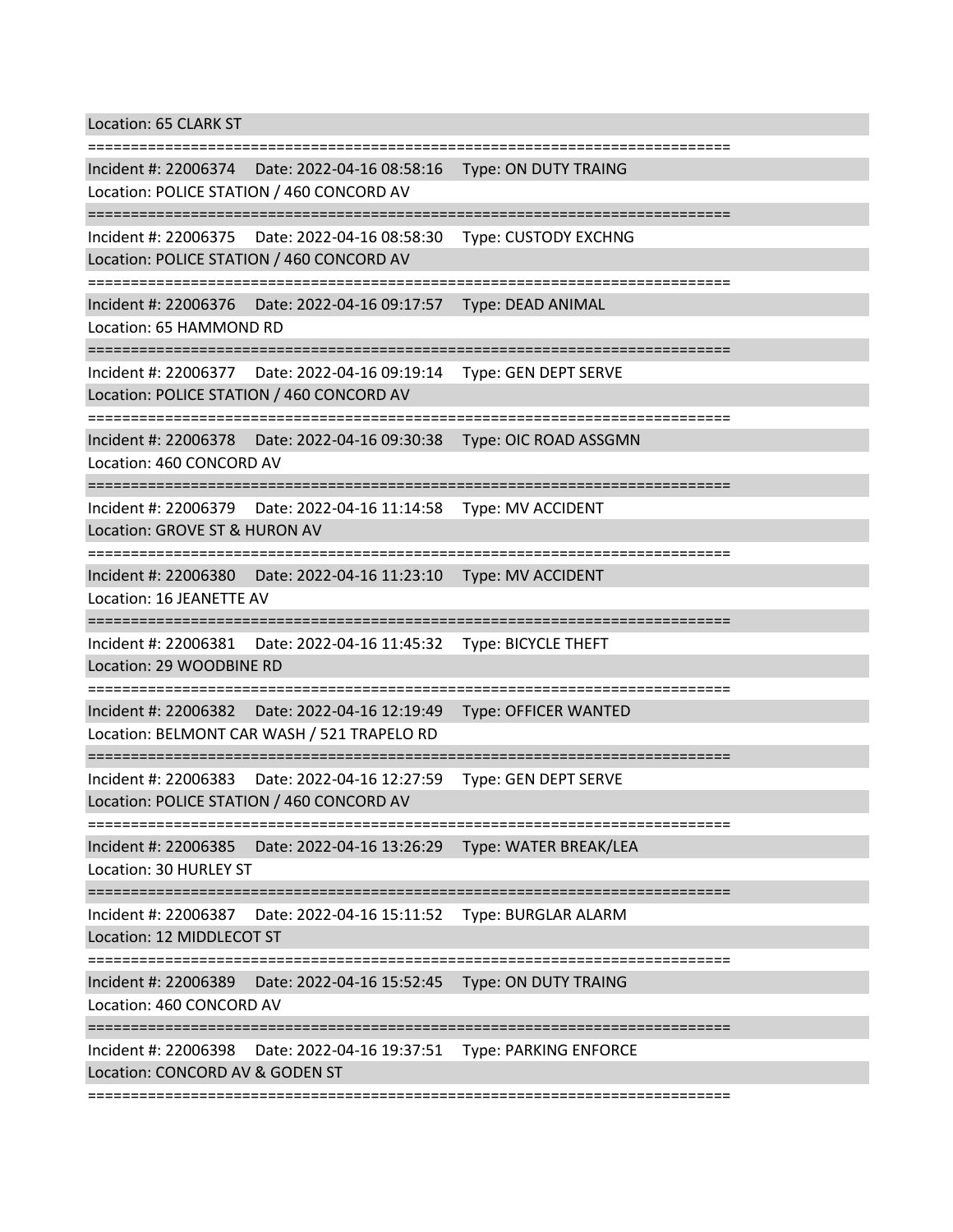Location: 65 CLARK ST

===========================================================================

Incident #: 22006374 Date: 2022-04-16 08:58:16 Type: ON DUTY TRAING
Location: POLICE STATION / 460 CONCORD AV

===========================================================================

Incident #: 22006375 Date: 2022-04-16 08:58:30 Type: CUSTODY EXCHNG
Location: POLICE STATION / 460 CONCORD AV

===========================================================================

Incident #: 22006376 Date: 2022-04-16 09:17:57 Type: DEAD ANIMAL
Location: 65 HAMMOND RD

===========================================================================

Incident #: 22006377 Date: 2022-04-16 09:19:14 Type: GEN DEPT SERVE
Location: POLICE STATION / 460 CONCORD AV

===========================================================================

Incident #: 22006378 Date: 2022-04-16 09:30:38 Type: OIC ROAD ASSGMN
Location: 460 CONCORD AV

===========================================================================

Incident #: 22006379 Date: 2022-04-16 11:14:58 Type: MV ACCIDENT
Location: GROVE ST & HURON AV

===========================================================================

Incident #: 22006380 Date: 2022-04-16 11:23:10 Type: MV ACCIDENT
Location: 16 JEANETTE AV

===========================================================================

Incident #: 22006381 Date: 2022-04-16 11:45:32 Type: BICYCLE THEFT
Location: 29 WOODBINE RD

===========================================================================

Incident #: 22006382 Date: 2022-04-16 12:19:49 Type: OFFICER WANTED
Location: BELMONT CAR WASH / 521 TRAPELO RD

===========================================================================

Incident #: 22006383 Date: 2022-04-16 12:27:59 Type: GEN DEPT SERVE
Location: POLICE STATION / 460 CONCORD AV

===========================================================================

Incident #: 22006385 Date: 2022-04-16 13:26:29 Type: WATER BREAK/LEA
Location: 30 HURLEY ST

===========================================================================

Incident #: 22006387 Date: 2022-04-16 15:11:52 Type: BURGLAR ALARM
Location: 12 MIDDLECOT ST

===========================================================================

Incident #: 22006389 Date: 2022-04-16 15:52:45 Type: ON DUTY TRAING
Location: 460 CONCORD AV

===========================================================================

Incident #: 22006398 Date: 2022-04-16 19:37:51 Type: PARKING ENFORCE
Location: CONCORD AV & GODEN ST

===========================================================================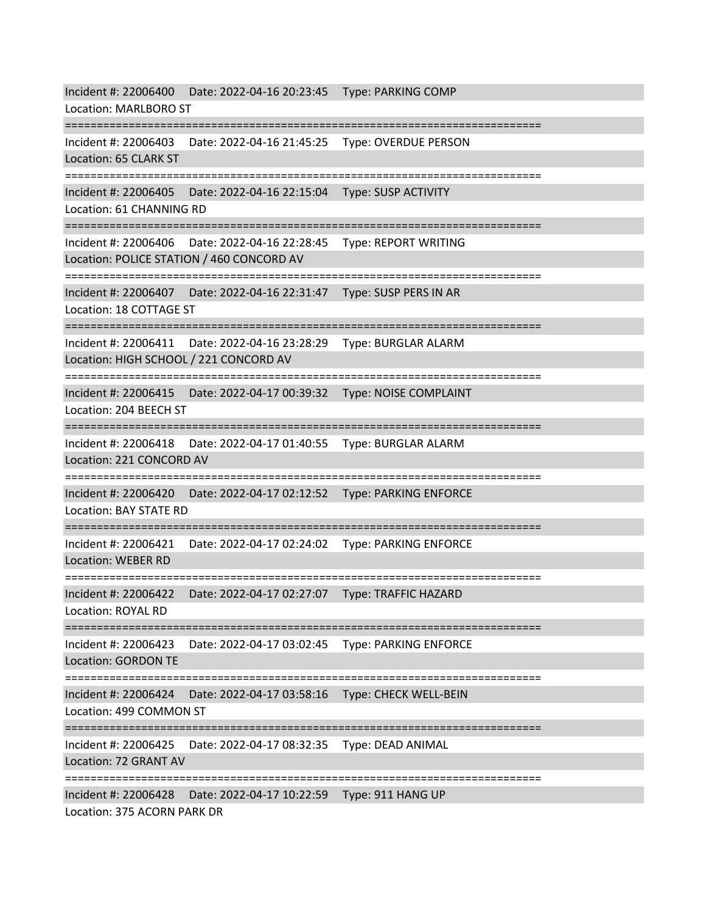Incident #: 22006400 Date: 2022-04-16 20:23:45 Type: PARKING COMP
Location: MARLBORO ST

===========================================================================

Incident #: 22006403 Date: 2022-04-16 21:45:25 Type: OVERDUE PERSON
Location: 65 CLARK ST

===========================================================================

Incident #: 22006405 Date: 2022-04-16 22:15:04 Type: SUSP ACTIVITY
Location: 61 CHANNING RD

===========================================================================

Incident #: 22006406 Date: 2022-04-16 22:28:45 Type: REPORT WRITING
Location: POLICE STATION / 460 CONCORD AV

===========================================================================

Incident #: 22006407 Date: 2022-04-16 22:31:47 Type: SUSP PERS IN AR
Location: 18 COTTAGE ST

===========================================================================

Incident #: 22006411 Date: 2022-04-16 23:28:29 Type: BURGLAR ALARM
Location: HIGH SCHOOL / 221 CONCORD AV

===========================================================================

Incident #: 22006415 Date: 2022-04-17 00:39:32 Type: NOISE COMPLAINT
Location: 204 BEECH ST

===========================================================================

Incident #: 22006418 Date: 2022-04-17 01:40:55 Type: BURGLAR ALARM
Location: 221 CONCORD AV

===========================================================================

Incident #: 22006420 Date: 2022-04-17 02:12:52 Type: PARKING ENFORCE
Location: BAY STATE RD

===========================================================================

Incident #: 22006421 Date: 2022-04-17 02:24:02 Type: PARKING ENFORCE
Location: WEBER RD

===========================================================================

Incident #: 22006422 Date: 2022-04-17 02:27:07 Type: TRAFFIC HAZARD
Location: ROYAL RD

===========================================================================

Incident #: 22006423 Date: 2022-04-17 03:02:45 Type: PARKING ENFORCE
Location: GORDON TE

===========================================================================

Incident #: 22006424 Date: 2022-04-17 03:58:16 Type: CHECK WELL-BEIN
Location: 499 COMMON ST

===========================================================================

Incident #: 22006425 Date: 2022-04-17 08:32:35 Type: DEAD ANIMAL
Location: 72 GRANT AV

===========================================================================

Incident #: 22006428 Date: 2022-04-17 10:22:59 Type: 911 HANG UP
Location: 375 ACORN PARK DR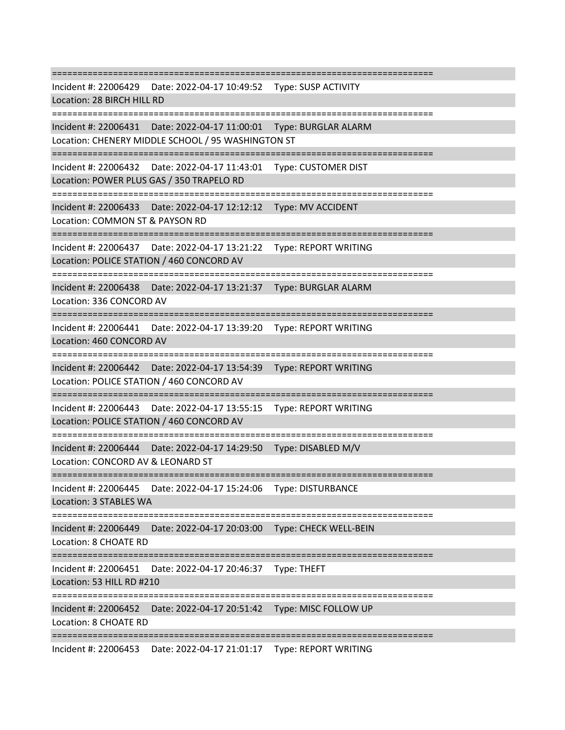===========================================================================

Incident #: 22006429 Date: 2022-04-17 10:49:52 Type: SUSP ACTIVITY
Location: 28 BIRCH HILL RD

===========================================================================

Incident #: 22006431 Date: 2022-04-17 11:00:01 Type: BURGLAR ALARM
Location: CHENERY MIDDLE SCHOOL / 95 WASHINGTON ST

===========================================================================

Incident #: 22006432 Date: 2022-04-17 11:43:01 Type: CUSTOMER DIST
Location: POWER PLUS GAS / 350 TRAPELO RD

===========================================================================

Incident #: 22006433 Date: 2022-04-17 12:12:12 Type: MV ACCIDENT
Location: COMMON ST & PAYSON RD

===========================================================================

Incident #: 22006437 Date: 2022-04-17 13:21:22 Type: REPORT WRITING
Location: POLICE STATION / 460 CONCORD AV

===========================================================================

Incident #: 22006438 Date: 2022-04-17 13:21:37 Type: BURGLAR ALARM
Location: 336 CONCORD AV

===========================================================================

Incident #: 22006441 Date: 2022-04-17 13:39:20 Type: REPORT WRITING
Location: 460 CONCORD AV

===========================================================================

Incident #: 22006442 Date: 2022-04-17 13:54:39 Type: REPORT WRITING
Location: POLICE STATION / 460 CONCORD AV

===========================================================================

Incident #: 22006443 Date: 2022-04-17 13:55:15 Type: REPORT WRITING
Location: POLICE STATION / 460 CONCORD AV

===========================================================================

Incident #: 22006444 Date: 2022-04-17 14:29:50 Type: DISABLED M/V
Location: CONCORD AV & LEONARD ST

===========================================================================

Incident #: 22006445 Date: 2022-04-17 15:24:06 Type: DISTURBANCE
Location: 3 STABLES WA

===========================================================================

Incident #: 22006449 Date: 2022-04-17 20:03:00 Type: CHECK WELL-BEIN
Location: 8 CHOATE RD

===========================================================================

Incident #: 22006451 Date: 2022-04-17 20:46:37 Type: THEFT
Location: 53 HILL RD #210

===========================================================================

Incident #: 22006452 Date: 2022-04-17 20:51:42 Type: MISC FOLLOW UP
Location: 8 CHOATE RD

===========================================================================

Incident #: 22006453 Date: 2022-04-17 21:01:17 Type: REPORT WRITING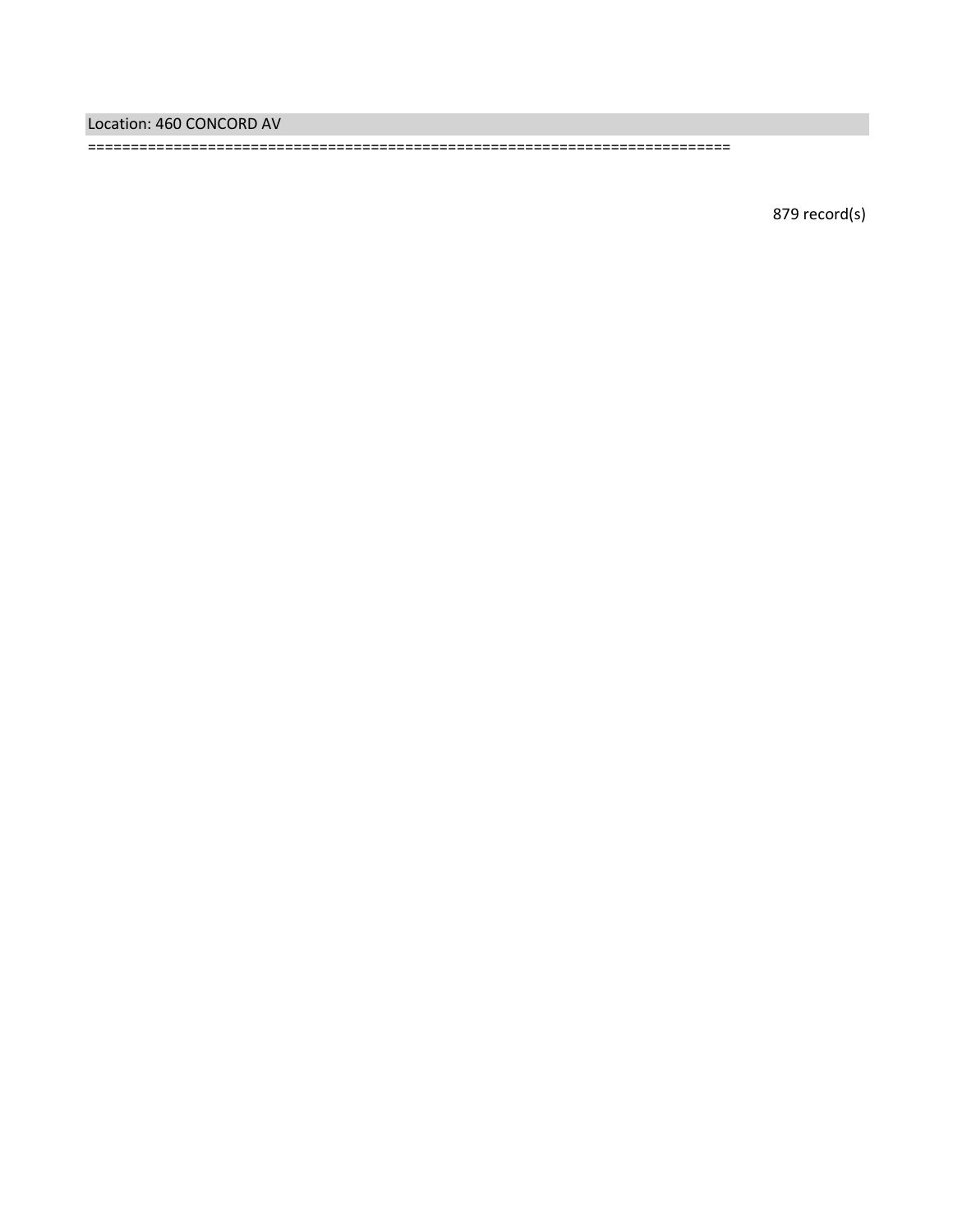Location: 460 CONCORD AV

==========================================================================

879 record(s)